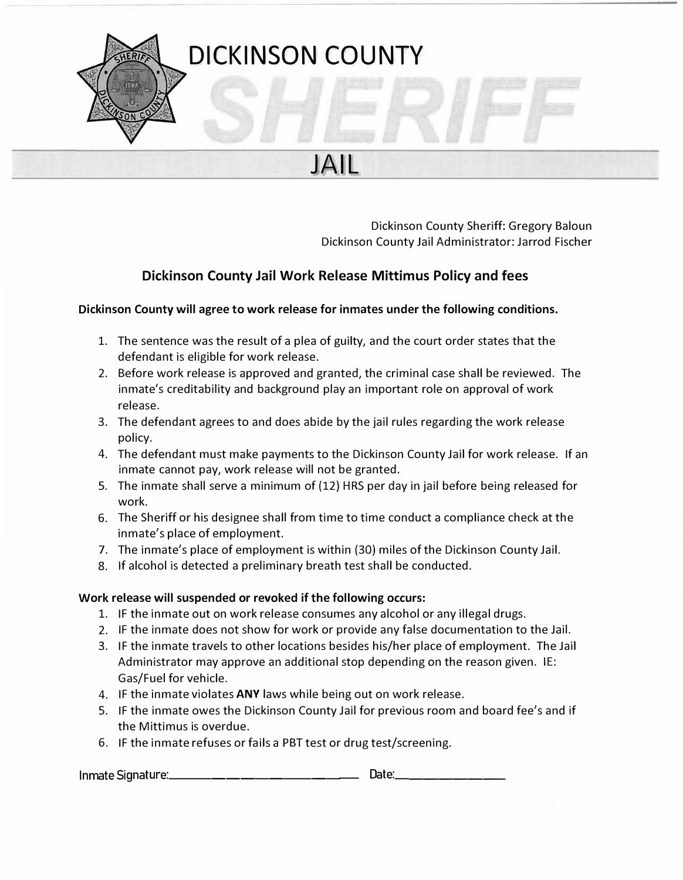# DICKINSON COUNTY SHERIFF JAIL

Dickinson County Sheriff: Gregory Baloun
Dickinson County Jail Administrator: Jarrod Fischer

## Dickinson County Jail Work Release Mittimus Policy and fees

**Dickinson County will agree to work release for inmates under the following conditions.**

1. The sentence was the result of a plea of guilty, and the court order states that the defendant is eligible for work release.
2. Before work release is approved and granted, the criminal case shall be reviewed. The inmate's creditability and background play an important role on approval of work release.
3. The defendant agrees to and does abide by the jail rules regarding the work release policy.
4. The defendant must make payments to the Dickinson County Jail for work release. If an inmate cannot pay, work release will not be granted.
5. The inmate shall serve a minimum of (12) HRS per day in jail before being released for work.
6. The Sheriff or his designee shall from time to time conduct a compliance check at the inmate's place of employment.
7. The inmate's place of employment is within (30) miles of the Dickinson County Jail.
8. If alcohol is detected a preliminary breath test shall be conducted.

**Work release will suspended or revoked if the following occurs:**

1. IF the inmate out on work release consumes any alcohol or any illegal drugs.
2. IF the inmate does not show for work or provide any false documentation to the Jail.
3. IF the inmate travels to other locations besides his/her place of employment. The Jail Administrator may approve an additional stop depending on the reason given. IE: Gas/Fuel for vehicle.
4. IF the inmate violates **ANY** laws while being out on work release.
5. IF the inmate owes the Dickinson County Jail for previous room and board fee's and if the Mittimus is overdue.
6. IF the inmate refuses or fails a PBT test or drug test/screening.

Inmate Signature:______________________________ Date:________________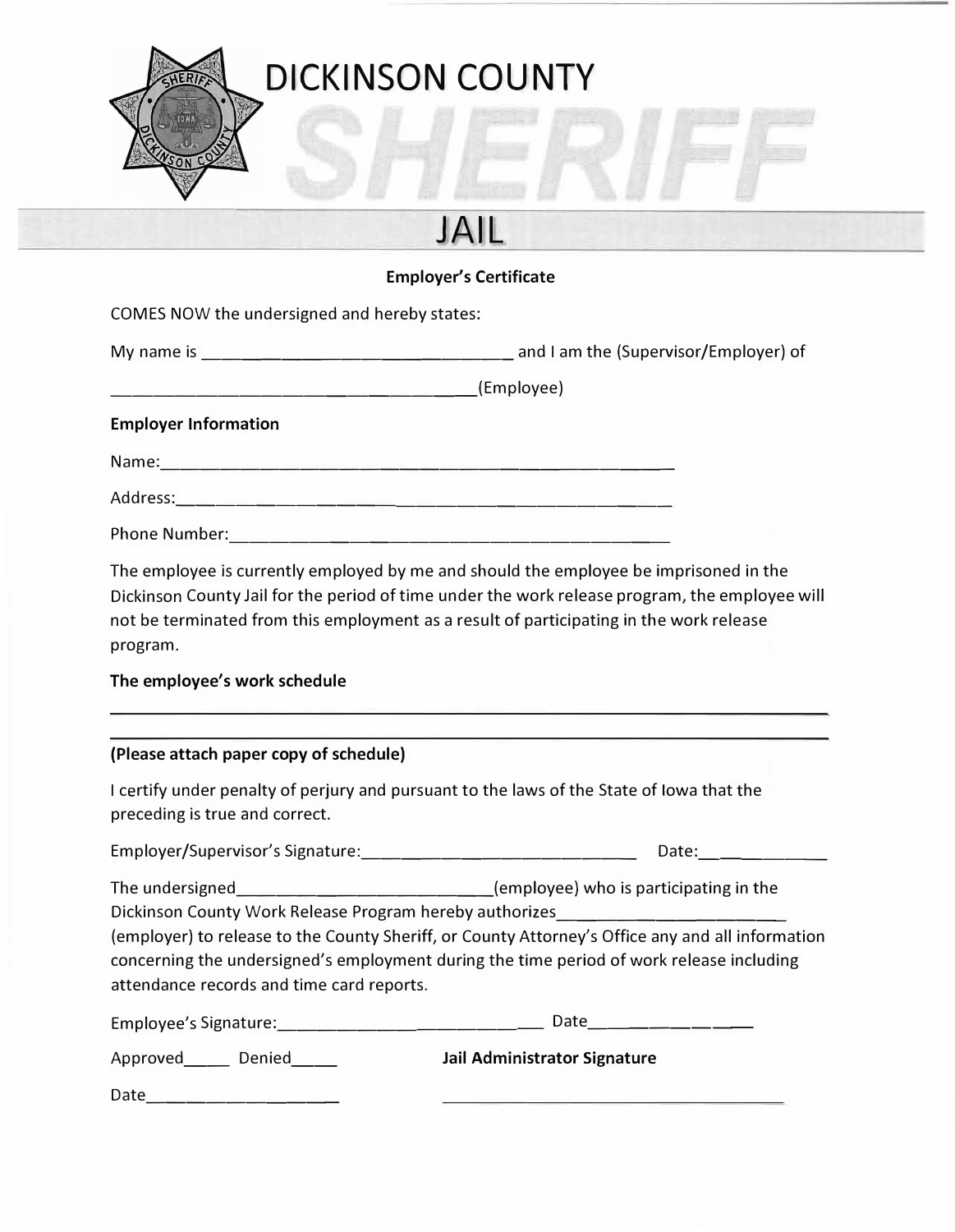# DICKINSON COUNTY SHERIFF

## JAIL

### Employer's Certificate

COMES NOW the undersigned and hereby states:

My name is ______________________________ and I am the (Supervisor/Employer) of

______________________________(Employee)

**Employer Information**

Name:______________________________

Address:______________________________

Phone Number:______________________________

The employee is currently employed by me and should the employee be imprisoned in the Dickinson County Jail for the period of time under the work release program, the employee will not be terminated from this employment as a result of participating in the work release program.

**The employee's work schedule**

______________________________________________________________________

______________________________________________________________________

**(Please attach paper copy of schedule)**

I certify under penalty of perjury and pursuant to the laws of the State of Iowa that the preceding is true and correct.

Employer/Supervisor's Signature:______________________________ Date:____________

The undersigned______________________________(employee) who is participating in the Dickinson County Work Release Program hereby authorizes______________________ (employer) to release to the County Sheriff, or County Attorney's Office any and all information concerning the undersigned's employment during the time period of work release including attendance records and time card reports.

Employee's Signature:______________________________ Date________________

Approved_____ Denied_____ **Jail Administrator Signature**

Date____________________ ______________________________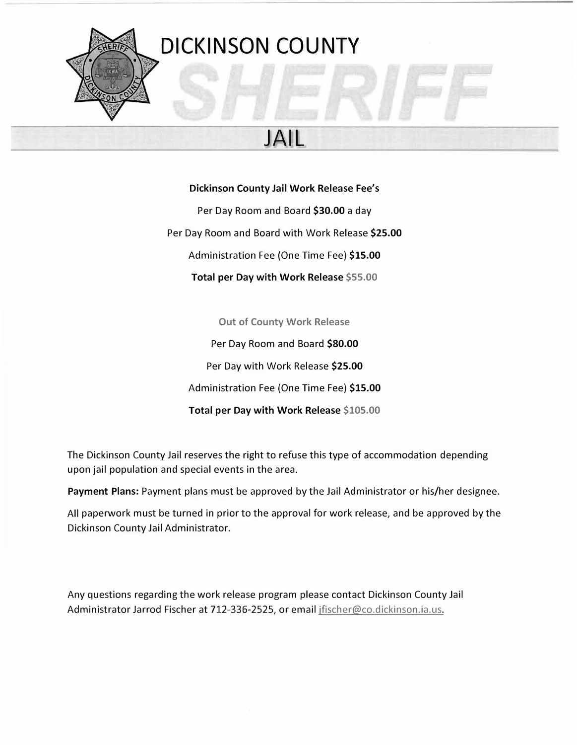# DICKINSON COUNTY SHERIFF

## JAIL

**Dickinson County Jail Work Release Fee's**

Per Day Room and Board **$30.00** a day

Per Day Room and Board with Work Release **$25.00**

Administration Fee (One Time Fee) **$15.00**

**Total per Day with Work Release** **$55.00**

**Out of County Work Release**

Per Day Room and Board **$80.00**

Per Day with Work Release **$25.00**

Administration Fee (One Time Fee) **$15.00**

**Total per Day with Work Release** **$105.00**

The Dickinson County Jail reserves the right to refuse this type of accommodation depending upon jail population and special events in the area.

**Payment Plans:** Payment plans must be approved by the Jail Administrator or his/her designee.

All paperwork must be turned in prior to the approval for work release, and be approved by the Dickinson County Jail Administrator.

Any questions regarding the work release program please contact Dickinson County Jail Administrator Jarrod Fischer at 712-336-2525, or email jfischer@co.dickinson.ia.us.